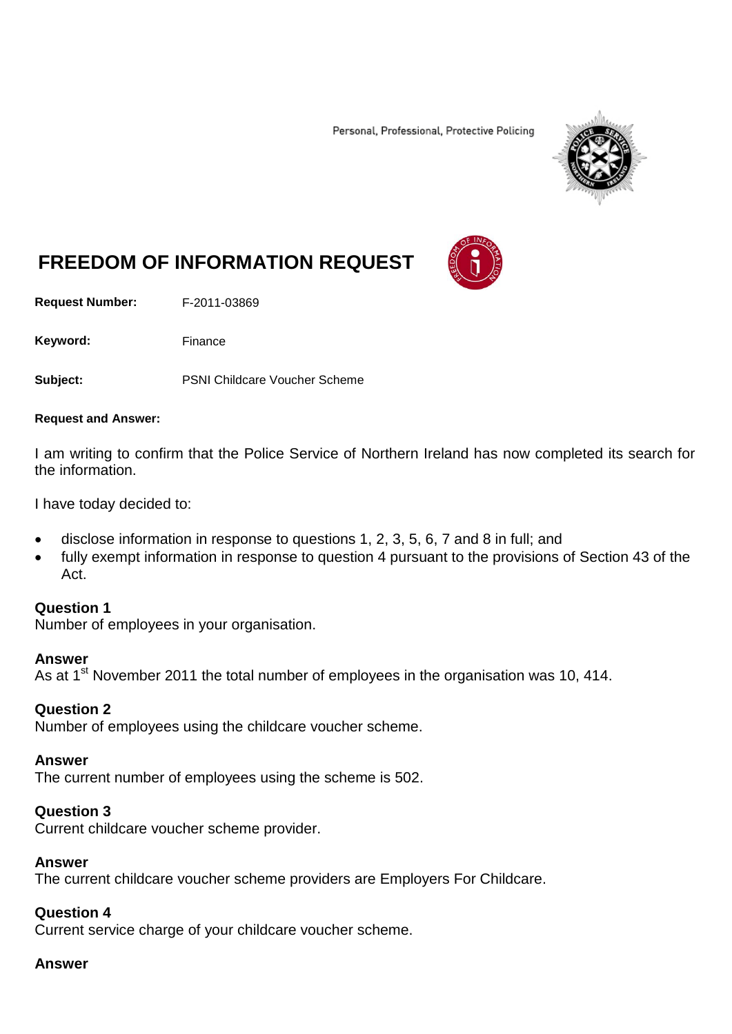Personal, Professional, Protective Policing

# FREEDOM OF INFORMATION REQUEST

**Request Number:** F-2011-03869

**Keyword:** Finance

**Subject:** PSNI Childcare Voucher Scheme

**Request and Answer:**

I am writing to confirm that the Police Service of Northern Ireland has now completed its search for the information.

I have today decided to:

- disclose information in response to questions 1, 2, 3, 5, 6, 7 and 8 in full; and
- fully exempt information in response to question 4 pursuant to the provisions of Section 43 of the Act.

**Question 1**
Number of employees in your organisation.

**Answer**
As at 1st November 2011 the total number of employees in the organisation was 10, 414.

**Question 2**
Number of employees using the childcare voucher scheme.

**Answer**
The current number of employees using the scheme is 502.

**Question 3**
Current childcare voucher scheme provider.

**Answer**
The current childcare voucher scheme providers are Employers For Childcare.

**Question 4**
Current service charge of your childcare voucher scheme.

**Answer**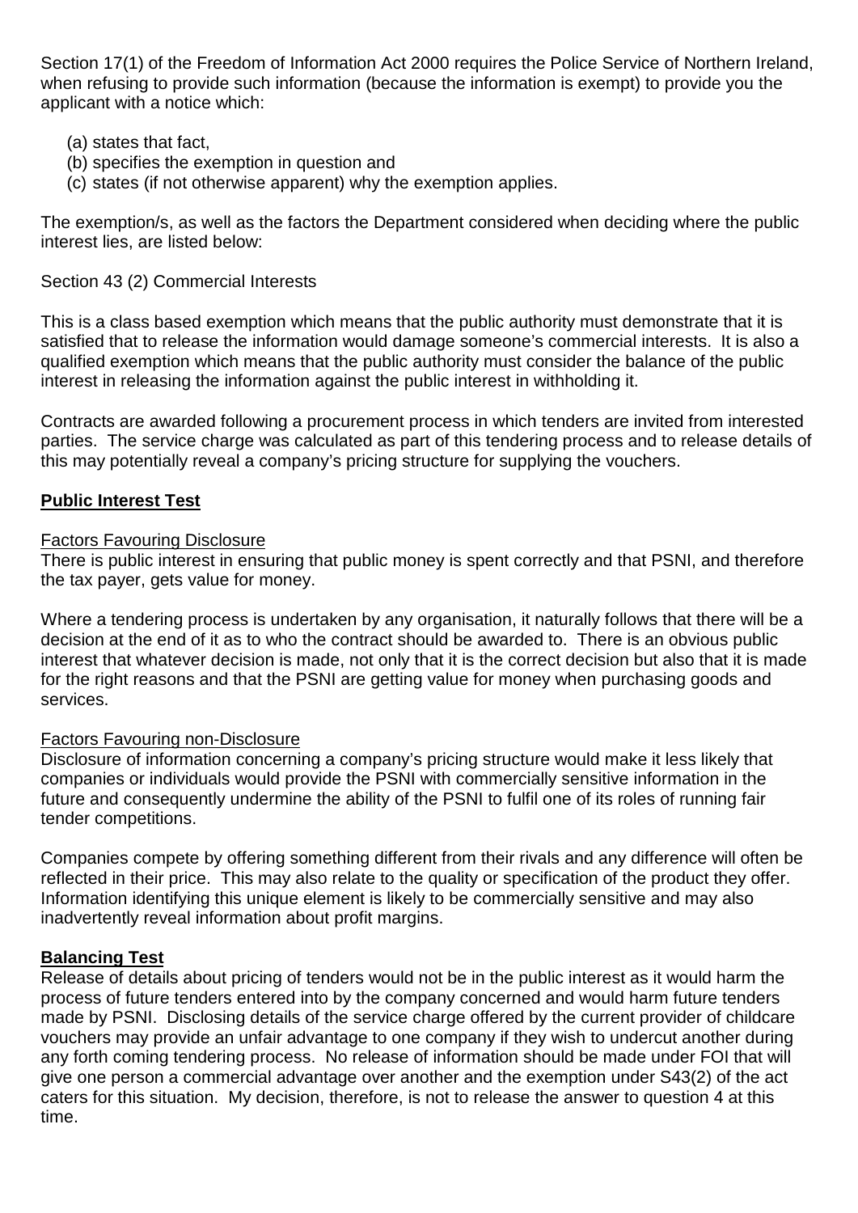Section 17(1) of the Freedom of Information Act 2000 requires the Police Service of Northern Ireland, when refusing to provide such information (because the information is exempt) to provide you the applicant with a notice which:

(a) states that fact,
(b) specifies the exemption in question and
(c) states (if not otherwise apparent) why the exemption applies.

The exemption/s, as well as the factors the Department considered when deciding where the public interest lies, are listed below:

Section 43 (2) Commercial Interests

This is a class based exemption which means that the public authority must demonstrate that it is satisfied that to release the information would damage someone's commercial interests. It is also a qualified exemption which means that the public authority must consider the balance of the public interest in releasing the information against the public interest in withholding it.

Contracts are awarded following a procurement process in which tenders are invited from interested parties. The service charge was calculated as part of this tendering process and to release details of this may potentially reveal a company's pricing structure for supplying the vouchers.

**Public Interest Test**

Factors Favouring Disclosure

There is public interest in ensuring that public money is spent correctly and that PSNI, and therefore the tax payer, gets value for money.

Where a tendering process is undertaken by any organisation, it naturally follows that there will be a decision at the end of it as to who the contract should be awarded to. There is an obvious public interest that whatever decision is made, not only that it is the correct decision but also that it is made for the right reasons and that the PSNI are getting value for money when purchasing goods and services.

Factors Favouring non-Disclosure

Disclosure of information concerning a company's pricing structure would make it less likely that companies or individuals would provide the PSNI with commercially sensitive information in the future and consequently undermine the ability of the PSNI to fulfil one of its roles of running fair tender competitions.

Companies compete by offering something different from their rivals and any difference will often be reflected in their price. This may also relate to the quality or specification of the product they offer. Information identifying this unique element is likely to be commercially sensitive and may also inadvertently reveal information about profit margins.

**Balancing Test**

Release of details about pricing of tenders would not be in the public interest as it would harm the process of future tenders entered into by the company concerned and would harm future tenders made by PSNI. Disclosing details of the service charge offered by the current provider of childcare vouchers may provide an unfair advantage to one company if they wish to undercut another during any forth coming tendering process. No release of information should be made under FOI that will give one person a commercial advantage over another and the exemption under S43(2) of the act caters for this situation. My decision, therefore, is not to release the answer to question 4 at this time.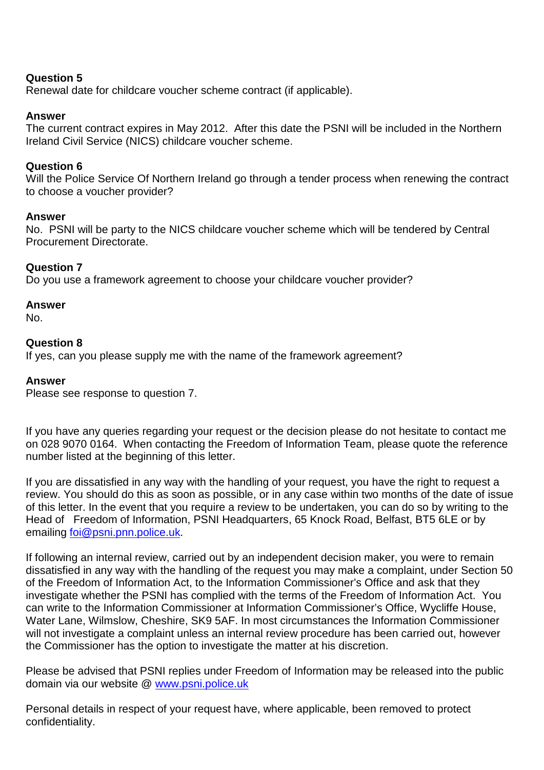**Question 5**
Renewal date for childcare voucher scheme contract (if applicable).

**Answer**
The current contract expires in May 2012. After this date the PSNI will be included in the Northern Ireland Civil Service (NICS) childcare voucher scheme.

**Question 6**
Will the Police Service Of Northern Ireland go through a tender process when renewing the contract to choose a voucher provider?

**Answer**
No. PSNI will be party to the NICS childcare voucher scheme which will be tendered by Central Procurement Directorate.

**Question 7**
Do you use a framework agreement to choose your childcare voucher provider?

**Answer**
No.

**Question 8**
If yes, can you please supply me with the name of the framework agreement?

**Answer**
Please see response to question 7.

If you have any queries regarding your request or the decision please do not hesitate to contact me on 028 9070 0164. When contacting the Freedom of Information Team, please quote the reference number listed at the beginning of this letter.

If you are dissatisfied in any way with the handling of your request, you have the right to request a review. You should do this as soon as possible, or in any case within two months of the date of issue of this letter. In the event that you require a review to be undertaken, you can do so by writing to the Head of Freedom of Information, PSNI Headquarters, 65 Knock Road, Belfast, BT5 6LE or by emailing [foi@psni.pnn.police.uk](mailto:foi@psni.pnn.police.uk).

If following an internal review, carried out by an independent decision maker, you were to remain dissatisfied in any way with the handling of the request you may make a complaint, under Section 50 of the Freedom of Information Act, to the Information Commissioner's Office and ask that they investigate whether the PSNI has complied with the terms of the Freedom of Information Act. You can write to the Information Commissioner at Information Commissioner's Office, Wycliffe House, Water Lane, Wilmslow, Cheshire, SK9 5AF. In most circumstances the Information Commissioner will not investigate a complaint unless an internal review procedure has been carried out, however the Commissioner has the option to investigate the matter at his discretion.

Please be advised that PSNI replies under Freedom of Information may be released into the public domain via our website @ [www.psni.police.uk](http://www.psni.police.uk)

Personal details in respect of your request have, where applicable, been removed to protect confidentiality.